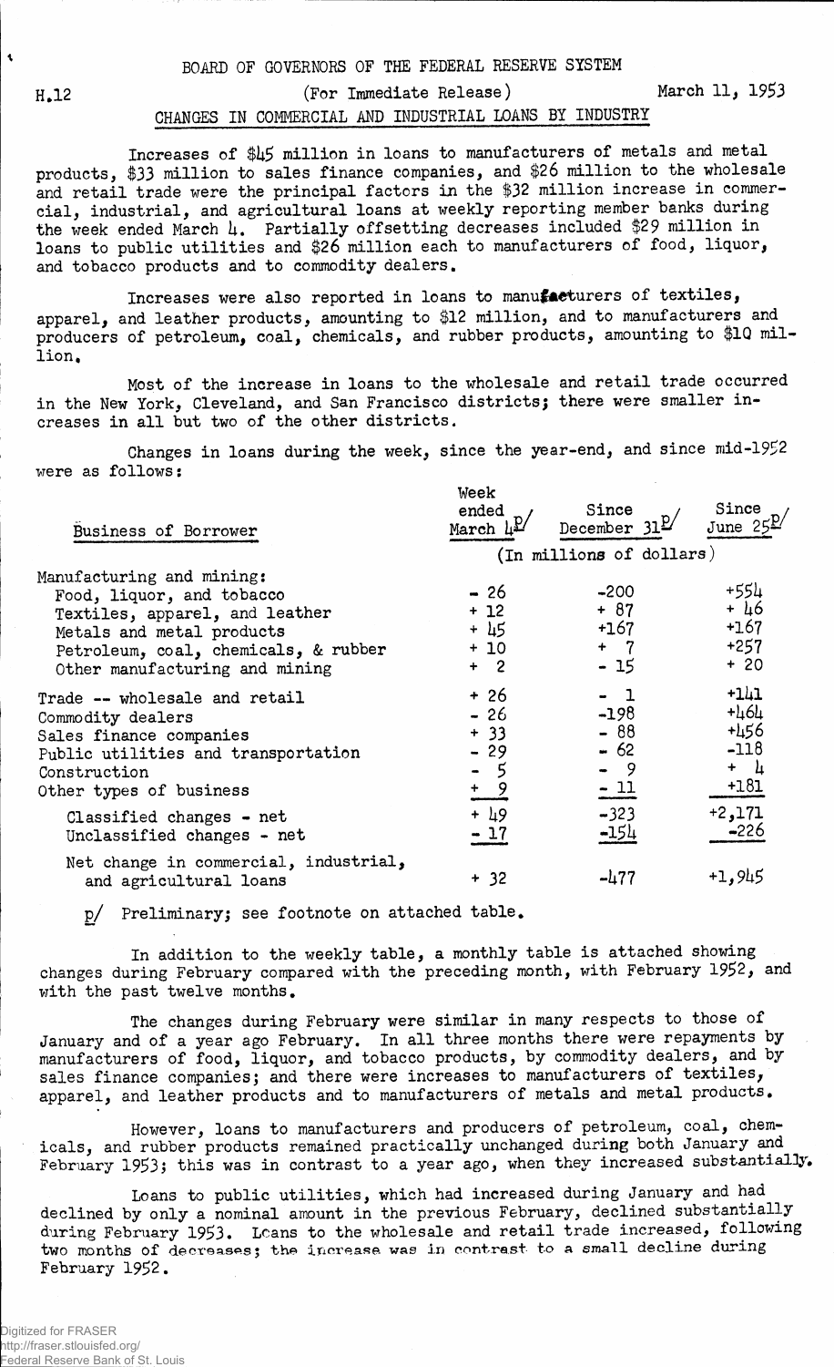BOARD OF GOVERNORS OF THE FEDERAL RESERVE SYSTEM

H.12 (For Immediate Release) March 11, 1953

CHANGES IN COMMERCIAL AND INDUSTRIAL LOANS BY INDUSTRY

Increases of $45 million in loans to manufacturers of metals and metal products, $33 million to sales finance companies, and $26 million to the wholesale and retail trade were the principal factors in the $32 million increase in commercial, industrial, and agricultural loans at weekly reporting member banks during the week ended March 4. Partially offsetting decreases included $29 million in loans to public utilities and $26 million each to manufacturers of food, liquor, and tobacco products and to commodity dealers.

Increases were also reported in loans to manufacturers of textiles, apparel, and leather products, amounting to $12 million, and to manufacturers and producers of petroleum, coal, chemicals, and rubber products, amounting to $10 million.

Most of the increase in loans to the wholesale and retail trade occurred in the New York, Cleveland, and San Francisco districts; there were smaller increases in all but two of the other districts.

Changes in loans during the week, since the year-end, and since mid-1952 were as follows:

| Business of Borrower | Week ended March 4p/ | Since December 31p/ | Since June 25p/ |
|---|---|---|---|
| | (In millions of dollars) | | |
| Manufacturing and mining: | | | |
| Food, liquor, and tobacco | - 26 | -200 | +554 |
| Textiles, apparel, and leather | + 12 | + 87 | + 46 |
| Metals and metal products | + 45 | +167 | +167 |
| Petroleum, coal, chemicals, & rubber | + 10 | + 7 | +257 |
| Other manufacturing and mining | + 2 | - 15 | + 20 |
| Trade -- wholesale and retail | + 26 | - 1 | +141 |
| Commodity dealers | - 26 | -198 | +464 |
| Sales finance companies | + 33 | - 88 | +456 |
| Public utilities and transportation | - 29 | - 62 | -118 |
| Construction | - 5 | - 9 | + 4 |
| Other types of business | + 9 | - 11 | +181 |
| Classified changes - net | + 49 | -323 | +2,171 |
| Unclassified changes - net | - 17 | -154 | -226 |
| Net change in commercial, industrial, and agricultural loans | + 32 | -477 | +1,945 |

p/ Preliminary; see footnote on attached table.

In addition to the weekly table, a monthly table is attached showing changes during February compared with the preceding month, with February 1952, and with the past twelve months.

The changes during February were similar in many respects to those of January and of a year ago February. In all three months there were repayments by manufacturers of food, liquor, and tobacco products, by commodity dealers, and by sales finance companies; and there were increases to manufacturers of textiles, apparel, and leather products and to manufacturers of metals and metal products.

However, loans to manufacturers and producers of petroleum, coal, chemicals, and rubber products remained practically unchanged during both January and February 1953; this was in contrast to a year ago, when they increased substantially.

Loans to public utilities, which had increased during January and had declined by only a nominal amount in the previous February, declined substantially during February 1953. Loans to the wholesale and retail trade increased, following two months of decreases; the increase was in contrast to a small decline during February 1952.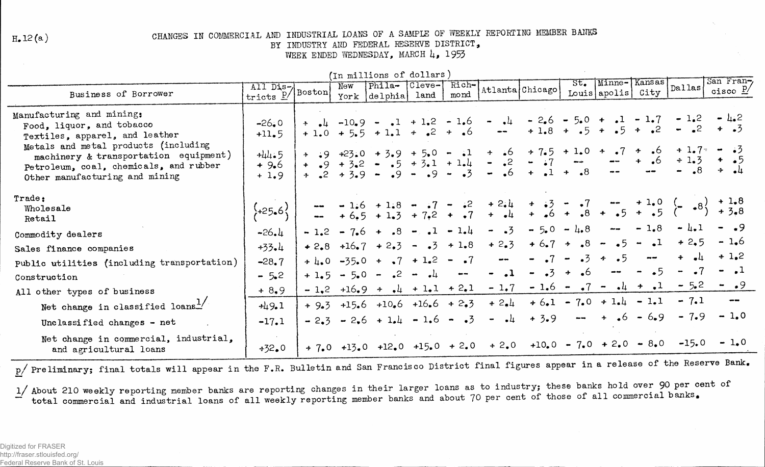H.12(a)

# CHANGES IN COMMERCIAL AND INDUSTRIAL LOANS OF A SAMPLE OF WEEKLY REPORTING MEMBER BANKS BY INDUSTRY AND FEDERAL RESERVE DISTRICT, WEEK ENDED WEDNESDAY, MARCH 4, 1953

(In millions of dollars)

| Business of Borrower | All Districts p/ | Boston | New York | Philadelphia | Cleveland | Richmond | Atlanta | Chicago | St. Louis | Minneapolis | Kansas City | Dallas | San Francisco p/ |
|---|---|---|---|---|---|---|---|---|---|---|---|---|---|
| Manufacturing and mining: | | | | | | | | | | | | | |
| Food, liquor, and tobacco | -26.0 | + .4 | -10.9 | - .1 | + 1.2 | - 1.6 | - .4 | - 2.6 | - 5.0 | + .1 | - 1.7 | - 1.2 | - 4.2 |
| Textiles, apparel, and leather | +11.5 | + 1.0 | + 5.5 | + 1.1 | + .2 | + .6 | -- | + 1.8 | + .5 | + .5 | + .2 | - .2 | + .3 |
| Metals and metal products (including machinery & transportation equipment) | +44.5 | + .9 | +23.0 | + 3.9 | + 5.0 | - .1 | + .6 | + 7.5 | + 1.0 | + .7 | + .6 | + 1.7 | - .3 |
| Petroleum, coal, chemicals, and rubber | + 9.6 | + .9 | + 3.2 | - .5 | + 3.1 | + 1.4 | - .2 | - .7 | -- | -- | + .6 | + 1.3 | + .5 |
| Other manufacturing and mining | + 1.9 | + .2 | + 3.9 | - .9 | - .9 | - .3 | - .6 | + .1 | + .8 | -- | -- | - .8 | + .4 |
| Trade: | | | | | | | | | | | | | |
| Wholesale | (+25.6) | -- | - 1.6 | + 1.8 | - .7 | - .2 | + 2.4 | + .3 | - .7 | -- | + 1.0 | (- .8) | + 1.8 |
| Retail | | -- | + 6.5 | + 1.3 | + 7.2 | + .7 | + .4 | + .6 | + .8 | + .5 | + .5 | | + 3.8 |
| Commodity dealers | -26.4 | - 1.2 | - 7.6 | + .8 | - .1 | - 1.4 | - .3 | - 5.0 | - 4.8 | -- | - 1.8 | - 4.1 | - .9 |
| Sales finance companies | +33.4 | + 2.8 | +16.7 | + 2.3 | - .3 | + 1.8 | + 2.3 | + 6.7 | + .8 | - .5 | - .1 | + 2.5 | - 1.6 |
| Public utilities (including transportation) | -28.7 | + 4.0 | -35.0 | + .7 | + 1.2 | - .7 | -- | - .7 | - .3 | + .5 | -- | + .4 | + 1.2 |
| Construction | - 5.2 | + 1.5 | - 5.0 | - .2 | - .4 | -- | - .1 | - .3 | + .6 | -- | - .5 | - .7 | - .1 |
| All other types of business | + 8.9 | - 1.2 | +16.9 | + .4 | + 1.1 | + 2.1 | - 1.7 | - 1.6 | - .7 | - .4 | + .1 | - 5.2 | - .9 |
| Net change in classified loans 1/ | +49.1 | + 9.3 | +15.6 | +10.6 | +16.6 | + 2.3 | + 2.4 | + 6.1 | - 7.0 | + 1.4 | - 1.1 | - 7.1 | -- |
| Unclassified changes - net | -17.1 | - 2.3 | - 2.6 | + 1.4 | - 1.6 | - .3 | - .4 | + 3.9 | -- | + .6 | - 6.9 | - 7.9 | - 1.0 |
| Net change in commercial, industrial, and agricultural loans | +32.0 | + 7.0 | +13.0 | +12.0 | +15.0 | + 2.0 | + 2.0 | +10.0 | - 7.0 | + 2.0 | - 8.0 | -15.0 | - 1.0 |

p/ Preliminary; final totals will appear in the F.R. Bulletin and San Francisco District final figures appear in a release of the Reserve Bank.

1/ About 210 weekly reporting member banks are reporting changes in their larger loans as to industry; these banks hold over 90 per cent of total commercial and industrial loans of all weekly reporting member banks and about 70 per cent of those of all commercial banks.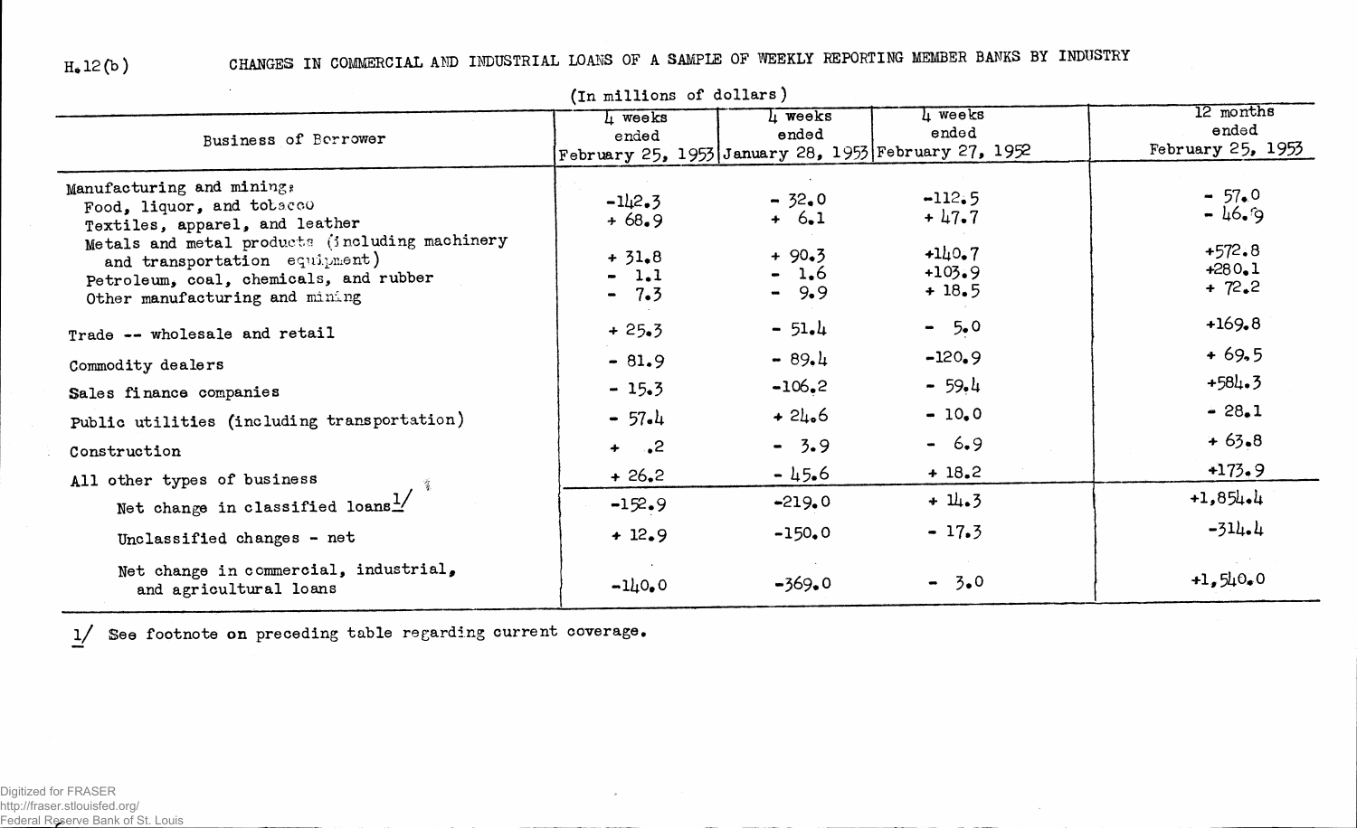H.12(b)

# CHANGES IN COMMERCIAL AND INDUSTRIAL LOANS OF A SAMPLE OF WEEKLY REPORTING MEMBER BANKS BY INDUSTRY

(In millions of dollars)

| Business of Borrower | 4 weeks ended February 25, 1953 | 4 weeks ended January 28, 1953 | 4 weeks ended February 27, 1952 | 12 months ended February 25, 1953 |
|---|---|---|---|---|
| Manufacturing and mining: | | | | |
| Food, liquor, and tobacco | -142.3 | - 32.0 | -112.5 | - 57.0 |
| Textiles, apparel, and leather | + 68.9 | + 6.1 | + 47.7 | - 46.9 |
| Metals and metal products (including machinery and transportation equipment) | + 31.8 | + 90.3 | +140.7 | +572.8 |
| Petroleum, coal, chemicals, and rubber | - 1.1 | - 1.6 | +103.9 | +280.1 |
| Other manufacturing and mining | - 7.3 | - 9.9 | + 18.5 | + 72.2 |
| Trade -- wholesale and retail | + 25.3 | - 51.4 | - 5.0 | +169.8 |
| Commodity dealers | - 81.9 | - 89.4 | -120.9 | + 69.5 |
| Sales finance companies | - 15.3 | -106.2 | - 59.4 | +584.3 |
| Public utilities (including transportation) | - 57.4 | + 24.6 | - 10.0 | - 28.1 |
| Construction | + .2 | - 3.9 | - 6.9 | + 63.8 |
| All other types of business | + 26.2 | - 45.6 | + 18.2 | +173.9 |
| Net change in classified loans 1/ | -152.9 | -219.0 | + 14.3 | +1,854.4 |
| Unclassified changes - net | + 12.9 | -150.0 | - 17.3 | -314.4 |
| Net change in commercial, industrial, and agricultural loans | -140.0 | -369.0 | - 3.0 | +1,540.0 |

1/ See footnote on preceding table regarding current coverage.